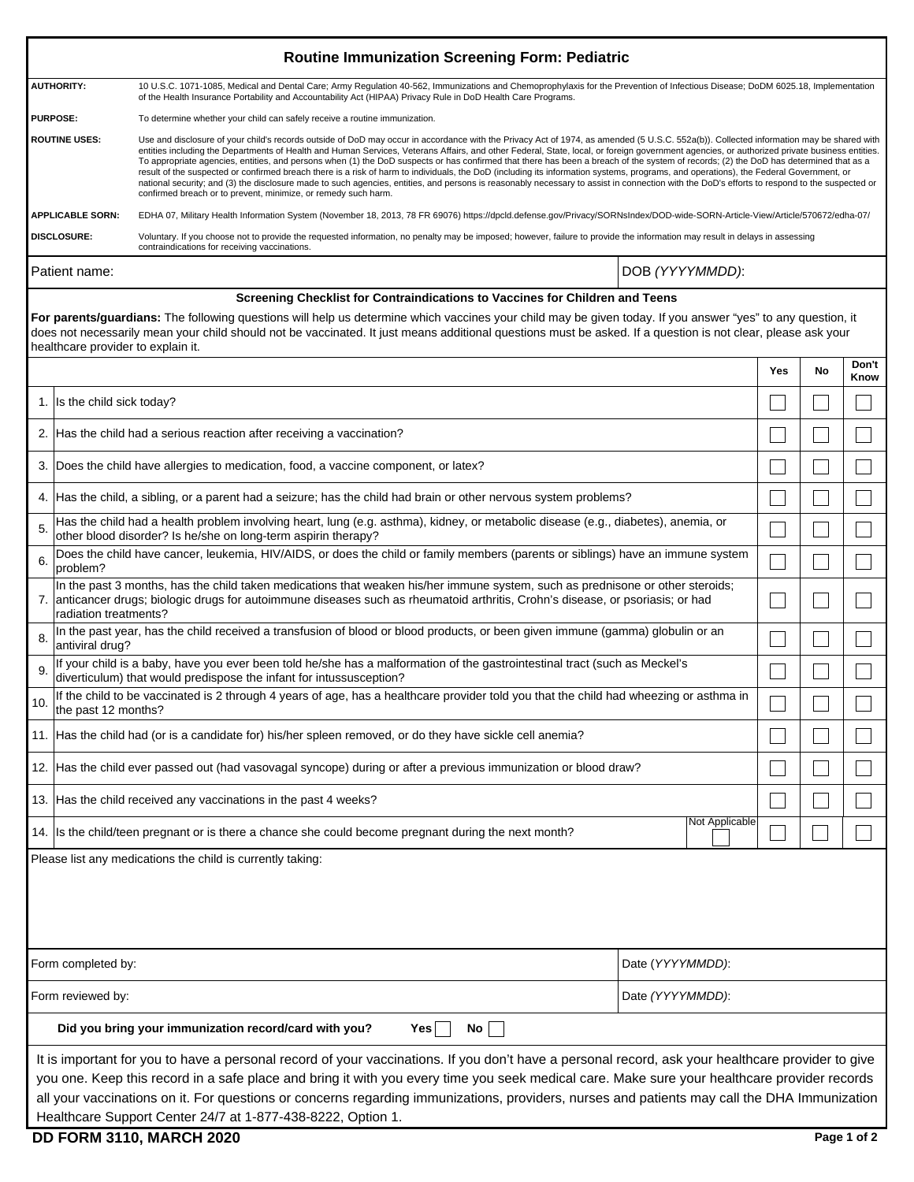# Routine Immunization Screening Form: Pediatric

**AUTHORITY:** 10 U.S.C. 1071-1085, Medical and Dental Care; Army Regulation 40-562, Immunizations and Chemoprophylaxis for the Prevention of Infectious Disease; DoDM 6025.18, Implementation of the Health Insurance Portability and Accountability Act (HIPAA) Privacy Rule in DoD Health Care Programs.

**PURPOSE:** To determine whether your child can safely receive a routine immunization.

**ROUTINE USES:** Use and disclosure of your child's records outside of DoD may occur in accordance with the Privacy Act of 1974, as amended (5 U.S.C. 552a(b)). Collected information may be shared with entities including the Departments of Health and Human Services, Veterans Affairs, and other Federal, State, local, or foreign government agencies, or authorized private business entities. To appropriate agencies, entities, and persons when (1) the DoD suspects or has confirmed that there has been a breach of the system of records; (2) the DoD has determined that as a result of the suspected or confirmed breach there is a risk of harm to individuals, the DoD (including its information systems, programs, and operations), the Federal Government, or national security; and (3) the disclosure made to such agencies, entities, and persons is reasonably necessary to assist in connection with the DoD's efforts to respond to the suspected or confirmed breach or to prevent, minimize, or remedy such harm.

**APPLICABLE SORN:** EDHA 07, Military Health Information System (November 18, 2013, 78 FR 69076) https://dpcld.defense.gov/Privacy/SORNsIndex/DOD-wide-SORN-Article-View/Article/570672/edha-07/

**DISCLOSURE:** Voluntary. If you choose not to provide the requested information, no penalty may be imposed; however, failure to provide the information may result in delays in assessing contraindications for receiving vaccinations.

| Patient name: | DOB *(YYYYMMDD)*: |
|---|---|

## Screening Checklist for Contraindications to Vaccines for Children and Teens

**For parents/guardians:** The following questions will help us determine which vaccines your child may be given today. If you answer "yes" to any question, it does not necessarily mean your child should not be vaccinated. It just means additional questions must be asked. If a question is not clear, please ask your healthcare provider to explain it.

| | | Yes | No | Don't Know |
|---|---|---|---|---|
| 1. | Is the child sick today? | ☐ | ☐ | ☐ |
| 2. | Has the child had a serious reaction after receiving a vaccination? | ☐ | ☐ | ☐ |
| 3. | Does the child have allergies to medication, food, a vaccine component, or latex? | ☐ | ☐ | ☐ |
| 4. | Has the child, a sibling, or a parent had a seizure; has the child had brain or other nervous system problems? | ☐ | ☐ | ☐ |
| 5. | Has the child had a health problem involving heart, lung (e.g. asthma), kidney, or metabolic disease (e.g., diabetes), anemia, or other blood disorder? Is he/she on long-term aspirin therapy? | ☐ | ☐ | ☐ |
| 6. | Does the child have cancer, leukemia, HIV/AIDS, or does the child or family members (parents or siblings) have an immune system problem? | ☐ | ☐ | ☐ |
| 7. | In the past 3 months, has the child taken medications that weaken his/her immune system, such as prednisone or other steroids; anticancer drugs; biologic drugs for autoimmune diseases such as rheumatoid arthritis, Crohn's disease, or psoriasis; or had radiation treatments? | ☐ | ☐ | ☐ |
| 8. | In the past year, has the child received a transfusion of blood or blood products, or been given immune (gamma) globulin or an antiviral drug? | ☐ | ☐ | ☐ |
| 9. | If your child is a baby, have you ever been told he/she has a malformation of the gastrointestinal tract (such as Meckel's diverticulum) that would predispose the infant for intussusception? | ☐ | ☐ | ☐ |
| 10. | If the child to be vaccinated is 2 through 4 years of age, has a healthcare provider told you that the child had wheezing or asthma in the past 12 months? | ☐ | ☐ | ☐ |
| 11. | Has the child had (or is a candidate for) his/her spleen removed, or do they have sickle cell anemia? | ☐ | ☐ | ☐ |
| 12. | Has the child ever passed out (had vasovagal syncope) during or after a previous immunization or blood draw? | ☐ | ☐ | ☐ |
| 13. | Has the child received any vaccinations in the past 4 weeks? | ☐ | ☐ | ☐ |
| 14. | Is the child/teen pregnant or is there a chance she could become pregnant during the next month? Not Applicable ☐ | ☐ | ☐ | ☐ |

Please list any medications the child is currently taking:

| Form completed by: | Date *(YYYYMMDD)*: |
|---|---|
| Form reviewed by: | Date *(YYYYMMDD)*: |

**Did you bring your immunization record/card with you?** **Yes** ☐ **No** ☐

It is important for you to have a personal record of your vaccinations. If you don't have a personal record, ask your healthcare provider to give you one. Keep this record in a safe place and bring it with you every time you seek medical care. Make sure your healthcare provider records all your vaccinations on it. For questions or concerns regarding immunizations, providers, nurses and patients may call the DHA Immunization Healthcare Support Center 24/7 at 1-877-438-8222, Option 1.

**DD FORM 3110, MARCH 2020**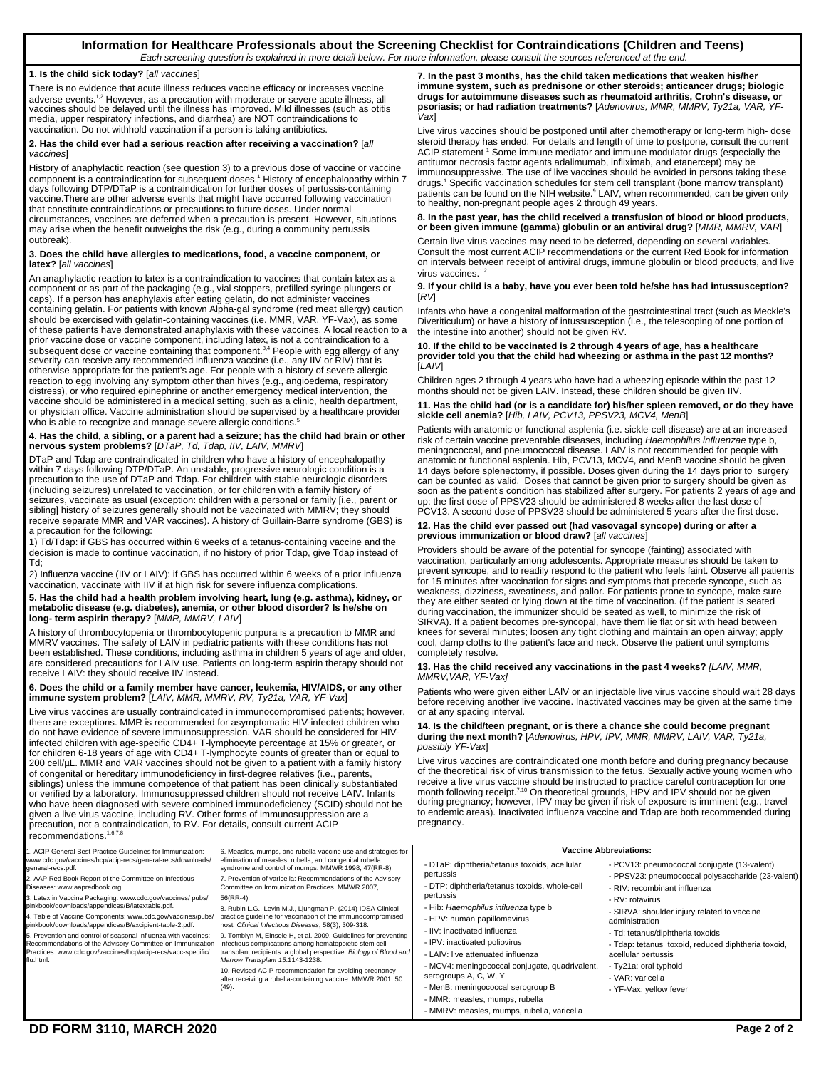## Information for Healthcare Professionals about the Screening Checklist for Contraindications (Children and Teens)

*Each screening question is explained in more detail below. For more information, please consult the sources referenced at the end.*

**1. Is the child sick today?** [*all vaccines*]

There is no evidence that acute illness reduces vaccine efficacy or increases vaccine adverse events.[1,2] However, as a precaution with moderate or severe acute illness, all vaccines should be delayed until the illness has improved. Mild illnesses (such as otitis media, upper respiratory infections, and diarrhea) are NOT contraindications to vaccination. Do not withhold vaccination if a person is taking antibiotics.

**2. Has the child ever had a serious reaction after receiving a vaccination?** [*all vaccines*]

History of anaphylactic reaction (see question 3) to a previous dose of vaccine or vaccine component is a contraindication for subsequent doses.[1] History of encephalopathy within 7 days following DTP/DTaP is a contraindication for further doses of pertussis-containing vaccine.There are other adverse events that might have occurred following vaccination that constitute contraindications or precautions to future doses. Under normal circumstances, vaccines are deferred when a precaution is present. However, situations may arise when the benefit outweighs the risk (e.g., during a community pertussis outbreak).

**3. Does the child have allergies to medications, food, a vaccine component, or latex?** [*all vaccines*]

An anaphylactic reaction to latex is a contraindication to vaccines that contain latex as a component or as part of the packaging (e.g., vial stoppers, prefilled syringe plungers or caps). If a person has anaphylaxis after eating gelatin, do not administer vaccines containing gelatin. For patients with known Alpha-gal syndrome (red meat allergy) caution should be exercised with gelatin-containing vaccines (i.e. MMR, VAR, YF-Vax), as some of these patients have demonstrated anaphylaxis with these vaccines. A local reaction to a prior vaccine dose or vaccine component, including latex, is not a contraindication to a subsequent dose or vaccine containing that component.[3,4] People with egg allergy of any severity can receive any recommended influenza vaccine (i.e., any IIV or RIV) that is otherwise appropriate for the patient's age. For people with a history of severe allergic reaction to egg involving any symptom other than hives (e.g., angioedema, respiratory distress), or who required epinephrine or another emergency medical intervention, the vaccine should be administered in a medical setting, such as a clinic, health department, or physician office. Vaccine administration should be supervised by a healthcare provider who is able to recognize and manage severe allergic conditions.[5]

**4. Has the child, a sibling, or a parent had a seizure; has the child had brain or other nervous system problems?** [*DTaP, Td, Tdap, IIV, LAIV, MMRV*]

DTaP and Tdap are contraindicated in children who have a history of encephalopathy within 7 days following DTP/DTaP. An unstable, progressive neurologic condition is a precaution to the use of DTaP and Tdap. For children with stable neurologic disorders (including seizures) unrelated to vaccination, or for children with a family history of seizures, vaccinate as usual (exception: children with a personal or family [i.e., parent or sibling] history of seizures generally should not be vaccinated with MMRV; they should receive separate MMR and VAR vaccines). A history of Guillain-Barre syndrome (GBS) is a precaution for the following:

1) Td/Tdap: if GBS has occurred within 6 weeks of a tetanus-containing vaccine and the decision is made to continue vaccination, if no history of prior Tdap, give Tdap instead of Td;

2) Influenza vaccine (IIV or LAIV): if GBS has occurred within 6 weeks of a prior influenza vaccination, vaccinate with IIV if at high risk for severe influenza complications.

**5. Has the child had a health problem involving heart, lung (e.g. asthma), kidney, or metabolic disease (e.g. diabetes), anemia, or other blood disorder? Is he/she on long- term aspirin therapy?** [*MMR, MMRV, LAIV*]

A history of thrombocytopenia or thrombocytopenic purpura is a precaution to MMR and MMRV vaccines. The safety of LAIV in pediatric patients with these conditions has not been established. These conditions, including asthma in children 5 years of age and older, are considered precautions for LAIV use. Patients on long-term aspirin therapy should not receive LAIV: they should receive IIV instead.

**6. Does the child or a family member have cancer, leukemia, HIV/AIDS, or any other immune system problem?** [*LAIV, MMR, MMRV, RV, Ty21a, VAR, YF-Vax*]

Live virus vaccines are usually contraindicated in immunocompromised patients; however, there are exceptions. MMR is recommended for asymptomatic HIV-infected children who do not have evidence of severe immunosuppression. VAR should be considered for HIV-infected children with age-specific CD4+ T-lymphocyte percentage at 15% or greater, or for children 6-18 years of age with CD4+ T-lymphocyte counts of greater than or equal to 200 cell/µL. MMR and VAR vaccines should not be given to a patient with a family history of congenital or hereditary immunodeficiency in first-degree relatives (i.e., parents, siblings) unless the immune competence of that patient has been clinically substantiated or verified by a laboratory. Immunosuppressed children should not receive LAIV. Infants who have been diagnosed with severe combined immunodeficiency (SCID) should not be given a live virus vaccine, including RV. Other forms of immunosuppression are a precaution, not a contraindication, to RV. For details, consult current ACIP recommendations.[1,6,7,8]

**7. In the past 3 months, has the child taken medications that weaken his/her immune system, such as prednisone or other steroids; anticancer drugs; biologic drugs for autoimmune diseases such as rheumatoid arthritis, Crohn's disease, or psoriasis; or had radiation treatments?** [*Adenovirus, MMR, MMRV, Ty21a, VAR, YF-Vax*]

Live virus vaccines should be postponed until after chemotherapy or long-term high- dose steroid therapy has ended. For details and length of time to postpone, consult the current ACIP statement [1] Some immune mediator and immune modulator drugs (especially the antitumor necrosis factor agents adalimumab, infliximab, and etanercept) may be immunosuppressive. The use of live vaccines should be avoided in persons taking these drugs.[1] Specific vaccination schedules for stem cell transplant (bone marrow transplant) patients can be found on the NIH website.[9] LAIV, when recommended, can be given only to healthy, non-pregnant people ages 2 through 49 years.

**8. In the past year, has the child received a transfusion of blood or blood products, or been given immune (gamma) globulin or an antiviral drug?** [*MMR, MMRV, VAR*]

Certain live virus vaccines may need to be deferred, depending on several variables. Consult the most current ACIP recommendations or the current Red Book for information on intervals between receipt of antiviral drugs, immune globulin or blood products, and live virus vaccines.[1,2]

**9. If your child is a baby, have you ever been told he/she has had intussusception?** [*RV*]

Infants who have a congenital malformation of the gastrointestinal tract (such as Meckle's Diverticulum) or have a history of intussusception (i.e., the telescoping of one portion of the intestine into another) should not be given RV.

**10. If the child to be vaccinated is 2 through 4 years of age, has a healthcare provider told you that the child had wheezing or asthma in the past 12 months?** [*LAIV*]

Children ages 2 through 4 years who have had a wheezing episode within the past 12 months should not be given LAIV. Instead, these children should be given IIV.

**11. Has the child had (or is a candidate for) his/her spleen removed, or do they have sickle cell anemia?** [*Hib, LAIV, PCV13, PPSV23, MCV4, MenB*]

Patients with anatomic or functional asplenia (i.e. sickle-cell disease) are at an increased risk of certain vaccine preventable diseases, including *Haemophilus influenzae* type b, meningococcal, and pneumococcal disease. LAIV is not recommended for people with anatomic or functional asplenia. Hib, PCV13, MCV4, and MenB vaccine should be given 14 days before splenectomy, if possible. Doses given during the 14 days prior to surgery can be counted as valid. Doses that cannot be given prior to surgery should be given as soon as the patient's condition has stabilized after surgery. For patients 2 years of age and up: the first dose of PPSV23 should be administered 8 weeks after the last dose of PCV13. A second dose of PPSV23 should be administered 5 years after the first dose.

**12. Has the child ever passed out (had vasovagal syncope) during or after a previous immunization or blood draw?** [*all vaccines*]

Providers should be aware of the potential for syncope (fainting) associated with vaccination, particularly among adolescents. Appropriate measures should be taken to prevent syncope, and to readily respond to the patient who feels faint. Observe all patients for 15 minutes after vaccination for signs and symptoms that precede syncope, such as weakness, dizziness, sweatiness, and pallor. For patients prone to syncope, make sure they are either seated or lying down at the time of vaccination. (If the patient is seated during vaccination, the immunizer should be seated as well, to minimize the risk of SIRVA). If a patient becomes pre-syncopal, have them lie flat or sit with head between knees for several minutes; loosen any tight clothing and maintain an open airway; apply cool, damp cloths to the patient's face and neck. Observe the patient until symptoms completely resolve.

**13. Has the child received any vaccinations in the past 4 weeks?** *[LAIV, MMR, MMRV,VAR, YF-Vax]*

Patients who were given either LAIV or an injectable live virus vaccine should wait 28 days before receiving another live vaccine. Inactivated vaccines may be given at the same time or at any spacing interval.

**14. Is the child/teen pregnant, or is there a chance she could become pregnant during the next month?** [*Adenovirus, HPV, IPV, MMR, MMRV, LAIV, VAR, Ty21a, possibly YF-Vax*]

Live virus vaccines are contraindicated one month before and during pregnancy because of the theoretical risk of virus transmission to the fetus. Sexually active young women who receive a live virus vaccine should be instructed to practice careful contraception for one month following receipt.[7,10] On theoretical grounds, HPV and IPV should not be given during pregnancy; however, IPV may be given if risk of exposure is imminent (e.g., travel to endemic areas). Inactivated influenza vaccine and Tdap are both recommended during pregnancy.

1. ACIP General Best Practice Guidelines for Immunization: www.cdc.gov/vaccines/hcp/acip-recs/general-recs/downloads/general-recs.pdf.
2. AAP Red Book Report of the Committee on Infectious Diseases: www.aapredbook.org.
3. Latex in Vaccine Packaging: www.cdc.gov/vaccines/ pubs/pinkbook/downloads/appendices/B/latextable.pdf.
4. Table of Vaccine Components: www.cdc.gov/vaccines/pubs/pinkbook/downloads/appendices/B/excipient-table-2.pdf.
5. Prevention and control of seasonal influenza with vaccines: Recommendations of the Advisory Committee on Immunization Practices. www.cdc.gov/vaccines/hcp/acip-recs/vacc-specific/flu.html.
6. Measles, mumps, and rubella-vaccine use and strategies for elimination of measles, rubella, and congenital rubella syndrome and control of mumps. MMWR 1998, 47(RR-8).
7. Prevention of varicella: Recommendations of the Advisory Committee on Immunization Practices. MMWR 2007, 56(RR-4).
8. Rubin L.G., Levin M.J., Ljungman P. (2014) IDSA Clinical practice guideline for vaccination of the immunocompromised host. *Clinical Infectious Diseases*, 58(3), 309-318.
9. Tomblyn M, Einsele H, et al. 2009. Guidelines for preventing infectious complications among hematopoietic stem cell transplant recipients: a global perspective. *Biology of Blood and Marrow Transplant 15*:1143-1238.
10. Revised ACIP recommendation for avoiding pregnancy after receiving a rubella-containing vaccine. MMWR 2001; 50 (49).

**Vaccine Abbreviations:**

- DTaP: diphtheria/tetanus toxoids, acellular pertussis
- DTP: diphtheria/tetanus toxoids, whole-cell pertussis
- Hib: *Haemophilus influenza* type b
- HPV: human papillomavirus
- IIV: inactivated influenza
- IPV: inactivated poliovirus
- LAIV: live attenuated influenza
- MCV4: meningococcal conjugate, quadrivalent, serogroups A, C, W, Y
- MenB: meningococcal serogroup B
- MMR: measles, mumps, rubella
- MMRV: measles, mumps, rubella, varicella
- PCV13: pneumococcal conjugate (13-valent)
- PPSV23: pneumococcal polysaccharide (23-valent)
- RIV: recombinant influenza
- RV: rotavirus
- SIRVA: shoulder injury related to vaccine administration
- Td: tetanus/diphtheria toxoids
- Tdap: tetanus toxoid, reduced diphtheria toxoid, acellular pertussis
- Ty21a: oral typhoid
- VAR: varicella
- YF-Vax: yellow fever

**DD FORM 3110, MARCH 2020**